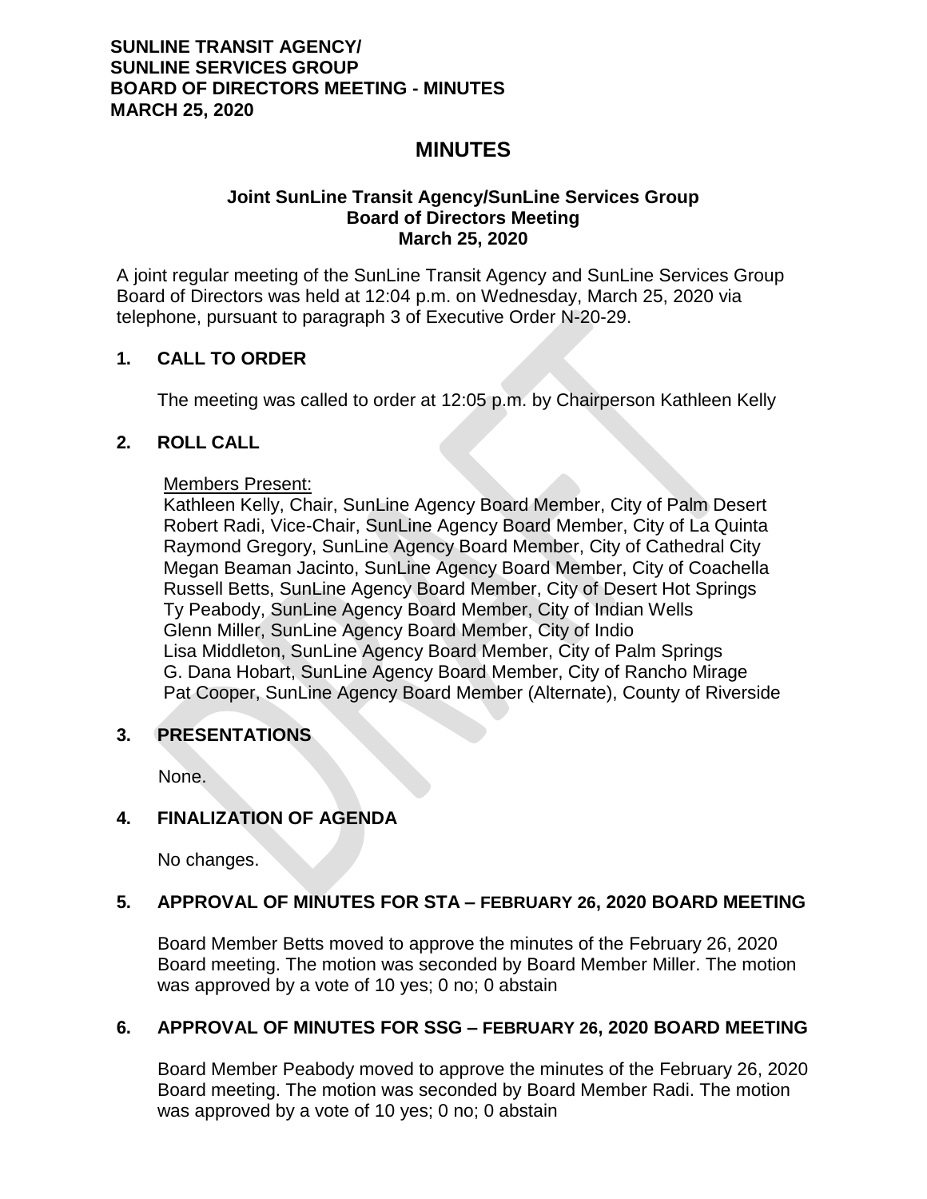**SUNLINE TRANSIT AGENCY/**
**SUNLINE SERVICES GROUP**
**BOARD OF DIRECTORS MEETING - MINUTES**
**MARCH 25, 2020**

# MINUTES

### Joint SunLine Transit Agency/SunLine Services Group Board of Directors Meeting March 25, 2020

A joint regular meeting of the SunLine Transit Agency and SunLine Services Group Board of Directors was held at 12:04 p.m. on Wednesday, March 25, 2020 via telephone, pursuant to paragraph 3 of Executive Order N-20-29.

## 1. CALL TO ORDER

The meeting was called to order at 12:05 p.m. by Chairperson Kathleen Kelly

## 2. ROLL CALL

Members Present:

Kathleen Kelly, Chair, SunLine Agency Board Member, City of Palm Desert
Robert Radi, Vice-Chair, SunLine Agency Board Member, City of La Quinta
Raymond Gregory, SunLine Agency Board Member, City of Cathedral City
Megan Beaman Jacinto, SunLine Agency Board Member, City of Coachella
Russell Betts, SunLine Agency Board Member, City of Desert Hot Springs
Ty Peabody, SunLine Agency Board Member, City of Indian Wells
Glenn Miller, SunLine Agency Board Member, City of Indio
Lisa Middleton, SunLine Agency Board Member, City of Palm Springs
G. Dana Hobart, SunLine Agency Board Member, City of Rancho Mirage
Pat Cooper, SunLine Agency Board Member (Alternate), County of Riverside

## 3. PRESENTATIONS

None.

## 4. FINALIZATION OF AGENDA

No changes.

## 5. APPROVAL OF MINUTES FOR STA – FEBRUARY 26, 2020 BOARD MEETING

Board Member Betts moved to approve the minutes of the February 26, 2020 Board meeting. The motion was seconded by Board Member Miller. The motion was approved by a vote of 10 yes; 0 no; 0 abstain

## 6. APPROVAL OF MINUTES FOR SSG – FEBRUARY 26, 2020 BOARD MEETING

Board Member Peabody moved to approve the minutes of the February 26, 2020 Board meeting. The motion was seconded by Board Member Radi. The motion was approved by a vote of 10 yes; 0 no; 0 abstain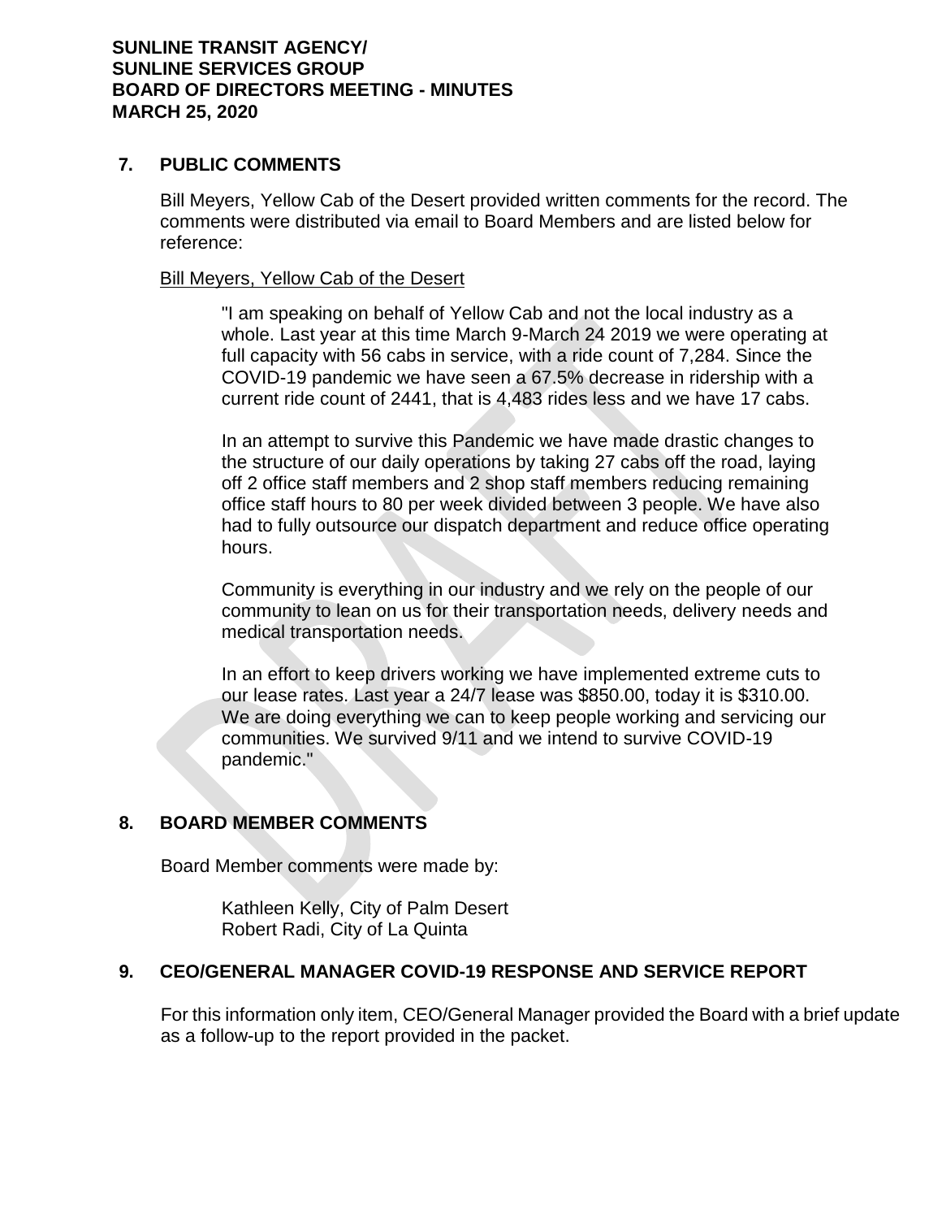## 7. PUBLIC COMMENTS

Bill Meyers, Yellow Cab of the Desert provided written comments for the record. The comments were distributed via email to Board Members and are listed below for reference:

Bill Meyers, Yellow Cab of the Desert

> "I am speaking on behalf of Yellow Cab and not the local industry as a whole. Last year at this time March 9-March 24 2019 we were operating at full capacity with 56 cabs in service, with a ride count of 7,284. Since the COVID-19 pandemic we have seen a 67.5% decrease in ridership with a current ride count of 2441, that is 4,483 rides less and we have 17 cabs.
>
> In an attempt to survive this Pandemic we have made drastic changes to the structure of our daily operations by taking 27 cabs off the road, laying off 2 office staff members and 2 shop staff members reducing remaining office staff hours to 80 per week divided between 3 people. We have also had to fully outsource our dispatch department and reduce office operating hours.
>
> Community is everything in our industry and we rely on the people of our community to lean on us for their transportation needs, delivery needs and medical transportation needs.
>
> In an effort to keep drivers working we have implemented extreme cuts to our lease rates. Last year a 24/7 lease was $850.00, today it is $310.00. We are doing everything we can to keep people working and servicing our communities. We survived 9/11 and we intend to survive COVID-19 pandemic."

## 8. BOARD MEMBER COMMENTS

Board Member comments were made by:

Kathleen Kelly, City of Palm Desert
Robert Radi, City of La Quinta

## 9. CEO/GENERAL MANAGER COVID-19 RESPONSE AND SERVICE REPORT

For this information only item, CEO/General Manager provided the Board with a brief update as a follow-up to the report provided in the packet.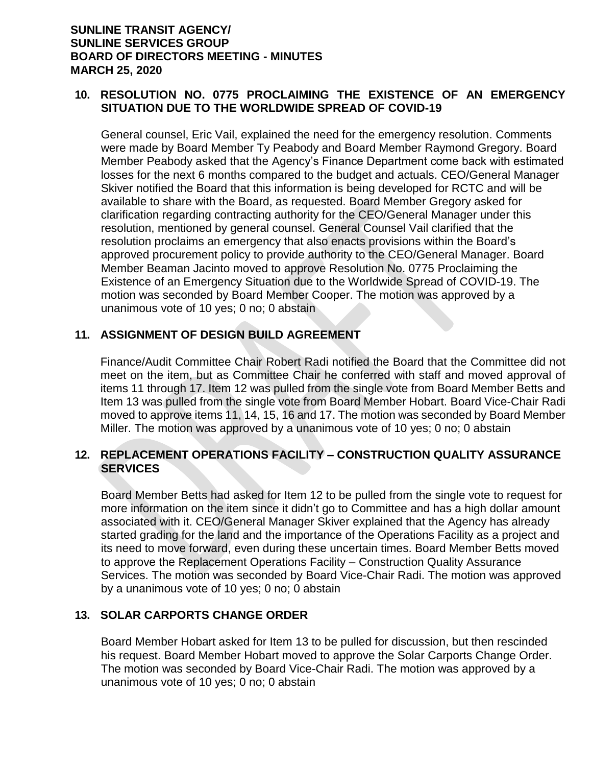## 10. RESOLUTION NO. 0775 PROCLAIMING THE EXISTENCE OF AN EMERGENCY SITUATION DUE TO THE WORLDWIDE SPREAD OF COVID-19

General counsel, Eric Vail, explained the need for the emergency resolution. Comments were made by Board Member Ty Peabody and Board Member Raymond Gregory. Board Member Peabody asked that the Agency's Finance Department come back with estimated losses for the next 6 months compared to the budget and actuals. CEO/General Manager Skiver notified the Board that this information is being developed for RCTC and will be available to share with the Board, as requested. Board Member Gregory asked for clarification regarding contracting authority for the CEO/General Manager under this resolution, mentioned by general counsel. General Counsel Vail clarified that the resolution proclaims an emergency that also enacts provisions within the Board's approved procurement policy to provide authority to the CEO/General Manager. Board Member Beaman Jacinto moved to approve Resolution No. 0775 Proclaiming the Existence of an Emergency Situation due to the Worldwide Spread of COVID-19. The motion was seconded by Board Member Cooper. The motion was approved by a unanimous vote of 10 yes; 0 no; 0 abstain

## 11. ASSIGNMENT OF DESIGN BUILD AGREEMENT

Finance/Audit Committee Chair Robert Radi notified the Board that the Committee did not meet on the item, but as Committee Chair he conferred with staff and moved approval of items 11 through 17. Item 12 was pulled from the single vote from Board Member Betts and Item 13 was pulled from the single vote from Board Member Hobart. Board Vice-Chair Radi moved to approve items 11, 14, 15, 16 and 17. The motion was seconded by Board Member Miller. The motion was approved by a unanimous vote of 10 yes; 0 no; 0 abstain

## 12. REPLACEMENT OPERATIONS FACILITY – CONSTRUCTION QUALITY ASSURANCE SERVICES

Board Member Betts had asked for Item 12 to be pulled from the single vote to request for more information on the item since it didn't go to Committee and has a high dollar amount associated with it. CEO/General Manager Skiver explained that the Agency has already started grading for the land and the importance of the Operations Facility as a project and its need to move forward, even during these uncertain times. Board Member Betts moved to approve the Replacement Operations Facility – Construction Quality Assurance Services. The motion was seconded by Board Vice-Chair Radi. The motion was approved by a unanimous vote of 10 yes; 0 no; 0 abstain

## 13. SOLAR CARPORTS CHANGE ORDER

Board Member Hobart asked for Item 13 to be pulled for discussion, but then rescinded his request. Board Member Hobart moved to approve the Solar Carports Change Order. The motion was seconded by Board Vice-Chair Radi. The motion was approved by a unanimous vote of 10 yes; 0 no; 0 abstain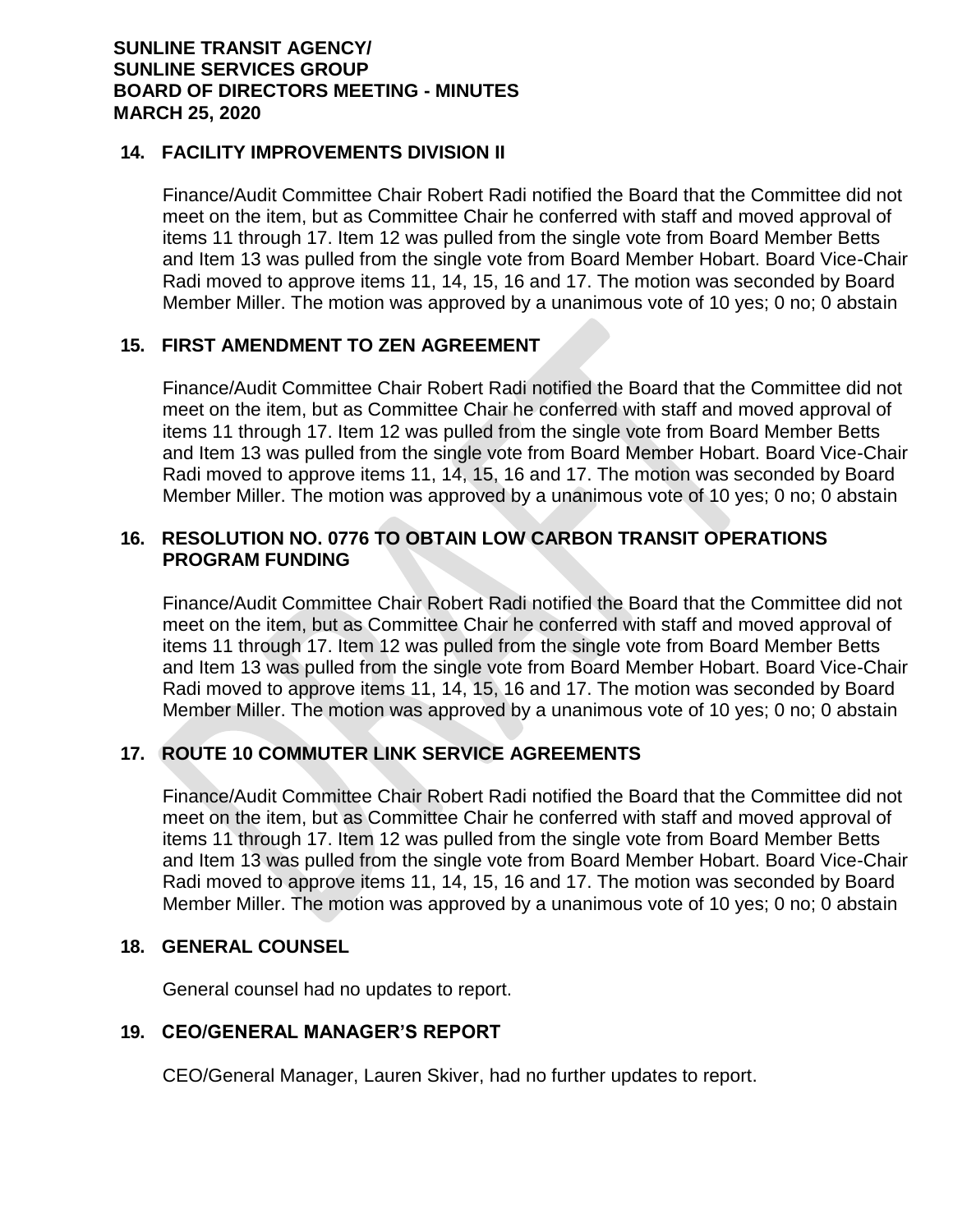## 14. FACILITY IMPROVEMENTS DIVISION II

Finance/Audit Committee Chair Robert Radi notified the Board that the Committee did not meet on the item, but as Committee Chair he conferred with staff and moved approval of items 11 through 17. Item 12 was pulled from the single vote from Board Member Betts and Item 13 was pulled from the single vote from Board Member Hobart. Board Vice-Chair Radi moved to approve items 11, 14, 15, 16 and 17. The motion was seconded by Board Member Miller. The motion was approved by a unanimous vote of 10 yes; 0 no; 0 abstain

## 15. FIRST AMENDMENT TO ZEN AGREEMENT

Finance/Audit Committee Chair Robert Radi notified the Board that the Committee did not meet on the item, but as Committee Chair he conferred with staff and moved approval of items 11 through 17. Item 12 was pulled from the single vote from Board Member Betts and Item 13 was pulled from the single vote from Board Member Hobart. Board Vice-Chair Radi moved to approve items 11, 14, 15, 16 and 17. The motion was seconded by Board Member Miller. The motion was approved by a unanimous vote of 10 yes; 0 no; 0 abstain

## 16. RESOLUTION NO. 0776 TO OBTAIN LOW CARBON TRANSIT OPERATIONS PROGRAM FUNDING

Finance/Audit Committee Chair Robert Radi notified the Board that the Committee did not meet on the item, but as Committee Chair he conferred with staff and moved approval of items 11 through 17. Item 12 was pulled from the single vote from Board Member Betts and Item 13 was pulled from the single vote from Board Member Hobart. Board Vice-Chair Radi moved to approve items 11, 14, 15, 16 and 17. The motion was seconded by Board Member Miller. The motion was approved by a unanimous vote of 10 yes; 0 no; 0 abstain

## 17. ROUTE 10 COMMUTER LINK SERVICE AGREEMENTS

Finance/Audit Committee Chair Robert Radi notified the Board that the Committee did not meet on the item, but as Committee Chair he conferred with staff and moved approval of items 11 through 17. Item 12 was pulled from the single vote from Board Member Betts and Item 13 was pulled from the single vote from Board Member Hobart. Board Vice-Chair Radi moved to approve items 11, 14, 15, 16 and 17. The motion was seconded by Board Member Miller. The motion was approved by a unanimous vote of 10 yes; 0 no; 0 abstain

## 18. GENERAL COUNSEL

General counsel had no updates to report.

## 19. CEO/GENERAL MANAGER'S REPORT

CEO/General Manager, Lauren Skiver, had no further updates to report.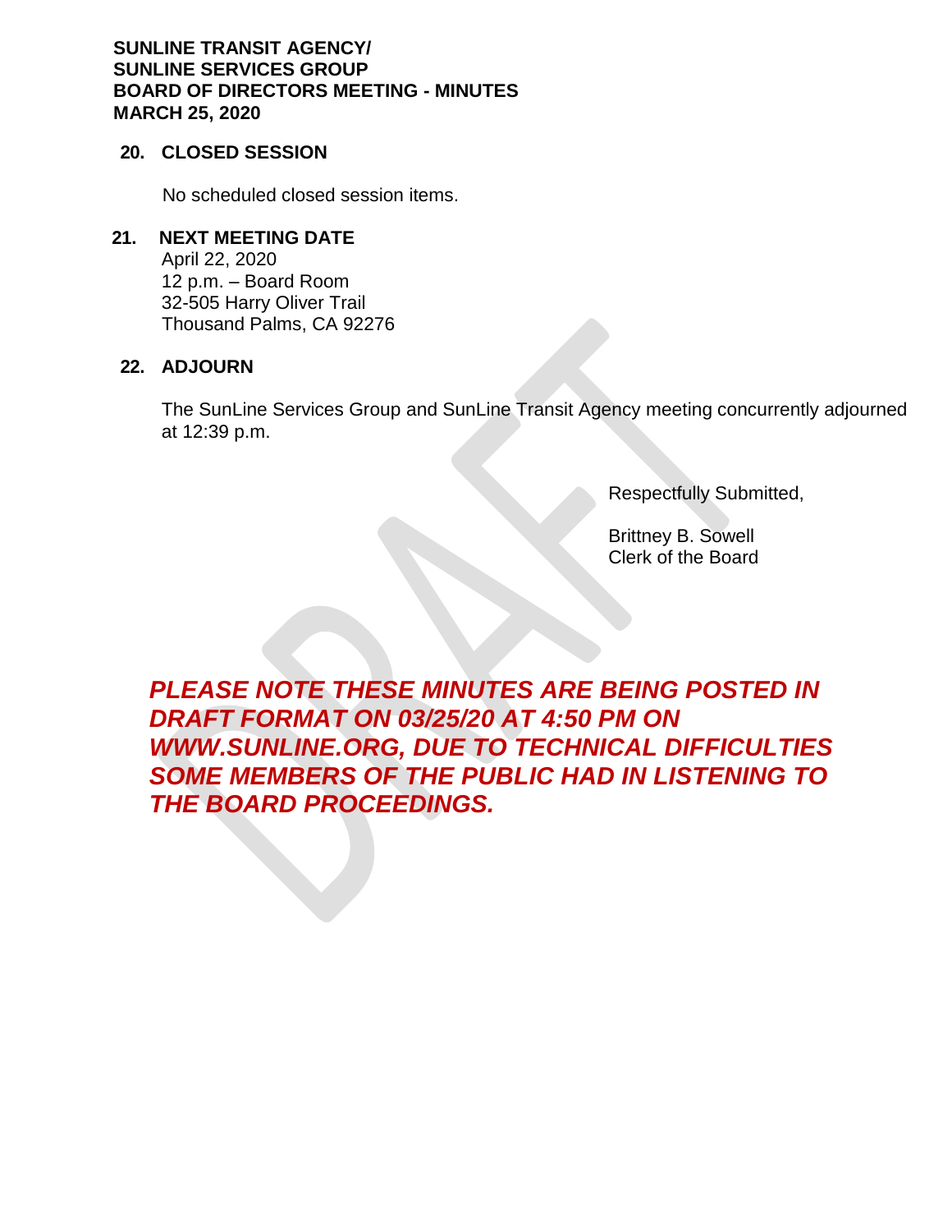**SUNLINE TRANSIT AGENCY/**
**SUNLINE SERVICES GROUP**
**BOARD OF DIRECTORS MEETING - MINUTES**
**MARCH 25, 2020**

## 20. CLOSED SESSION

No scheduled closed session items.

## 21. NEXT MEETING DATE

April 22, 2020
12 p.m. – Board Room
32-505 Harry Oliver Trail
Thousand Palms, CA 92276

## 22. ADJOURN

The SunLine Services Group and SunLine Transit Agency meeting concurrently adjourned at 12:39 p.m.

Respectfully Submitted,

Brittney B. Sowell
Clerk of the Board

***PLEASE NOTE THESE MINUTES ARE BEING POSTED IN DRAFT FORMAT ON 03/25/20 AT 4:50 PM ON WWW.SUNLINE.ORG, DUE TO TECHNICAL DIFFICULTIES SOME MEMBERS OF THE PUBLIC HAD IN LISTENING TO THE BOARD PROCEEDINGS.***